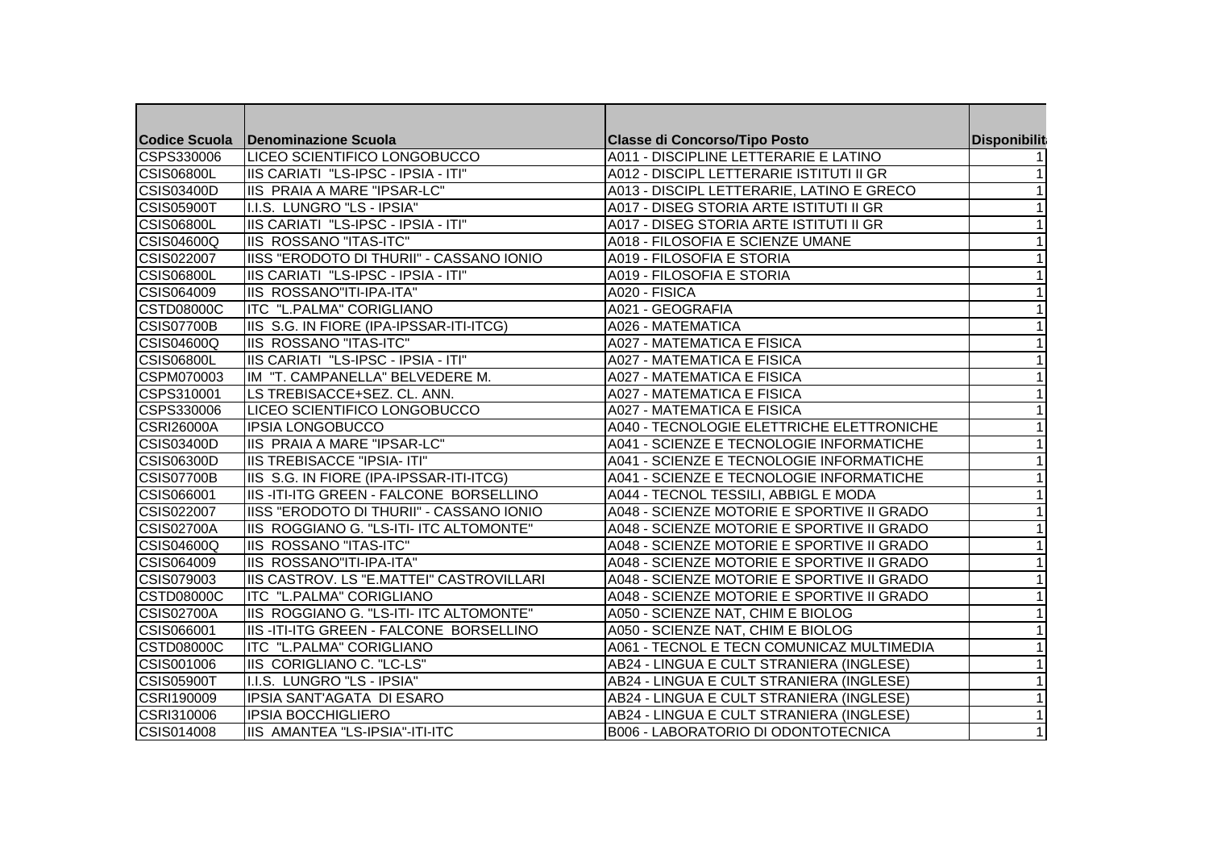| Codice Scuola | Denominazione Scuola | Classe di Concorso/Tipo Posto | Disponibilit |
|---|---|---|---|
| CSPS330006 | LICEO SCIENTIFICO LONGOBUCCO | A011 - DISCIPLINE LETTERARIE E LATINO | 1 |
| CSIS06800L | IIS CARIATI "LS-IPSC - IPSIA - ITI" | A012 - DISCIPL LETTERARIE ISTITUTI II GR | 1 |
| CSIS03400D | IIS PRAIA A MARE "IPSAR-LC" | A013 - DISCIPL LETTERARIE, LATINO E GRECO | 1 |
| CSIS05900T | I.I.S. LUNGRO "LS - IPSIA" | A017 - DISEG STORIA ARTE ISTITUTI II GR | 1 |
| CSIS06800L | IIS CARIATI "LS-IPSC - IPSIA - ITI" | A017 - DISEG STORIA ARTE ISTITUTI II GR | 1 |
| CSIS04600Q | IIS ROSSANO "ITAS-ITC" | A018 - FILOSOFIA E SCIENZE UMANE | 1 |
| CSIS022007 | IISS "ERODOTO DI THURII" - CASSANO IONIO | A019 - FILOSOFIA E STORIA | 1 |
| CSIS06800L | IIS CARIATI "LS-IPSC - IPSIA - ITI" | A019 - FILOSOFIA E STORIA | 1 |
| CSIS064009 | IIS ROSSANO"ITI-IPA-ITA" | A020 - FISICA | 1 |
| CSTD08000C | ITC "L.PALMA" CORIGLIANO | A021 - GEOGRAFIA | 1 |
| CSIS07700B | IIS S.G. IN FIORE (IPA-IPSSAR-ITI-ITCG) | A026 - MATEMATICA | 1 |
| CSIS04600Q | IIS ROSSANO "ITAS-ITC" | A027 - MATEMATICA E FISICA | 1 |
| CSIS06800L | IIS CARIATI "LS-IPSC - IPSIA - ITI" | A027 - MATEMATICA E FISICA | 1 |
| CSPM070003 | IM "T. CAMPANELLA" BELVEDERE M. | A027 - MATEMATICA E FISICA | 1 |
| CSPS310001 | LS TREBISACCE+SEZ. CL. ANN. | A027 - MATEMATICA E FISICA | 1 |
| CSPS330006 | LICEO SCIENTIFICO LONGOBUCCO | A027 - MATEMATICA E FISICA | 1 |
| CSRI26000A | IPSIA LONGOBUCCO | A040 - TECNOLOGIE ELETTRICHE ELETTRONICHE | 1 |
| CSIS03400D | IIS PRAIA A MARE "IPSAR-LC" | A041 - SCIENZE E TECNOLOGIE INFORMATICHE | 1 |
| CSIS06300D | IIS TREBISACCE "IPSIA- ITI" | A041 - SCIENZE E TECNOLOGIE INFORMATICHE | 1 |
| CSIS07700B | IIS S.G. IN FIORE (IPA-IPSSAR-ITI-ITCG) | A041 - SCIENZE E TECNOLOGIE INFORMATICHE | 1 |
| CSIS066001 | IIS -ITI-ITG GREEN - FALCONE BORSELLINO | A044 - TECNOL TESSILI, ABBIGL E MODA | 1 |
| CSIS022007 | IISS "ERODOTO DI THURII" - CASSANO IONIO | A048 - SCIENZE MOTORIE E SPORTIVE II GRADO | 1 |
| CSIS02700A | IIS ROGGIANO G. "LS-ITI- ITC ALTOMONTE" | A048 - SCIENZE MOTORIE E SPORTIVE II GRADO | 1 |
| CSIS04600Q | IIS ROSSANO "ITAS-ITC" | A048 - SCIENZE MOTORIE E SPORTIVE II GRADO | 1 |
| CSIS064009 | IIS ROSSANO"ITI-IPA-ITA" | A048 - SCIENZE MOTORIE E SPORTIVE II GRADO | 1 |
| CSIS079003 | IIS CASTROV. LS "E.MATTEI" CASTROVILLARI | A048 - SCIENZE MOTORIE E SPORTIVE II GRADO | 1 |
| CSTD08000C | ITC "L.PALMA" CORIGLIANO | A048 - SCIENZE MOTORIE E SPORTIVE II GRADO | 1 |
| CSIS02700A | IIS ROGGIANO G. "LS-ITI- ITC ALTOMONTE" | A050 - SCIENZE NAT, CHIM E BIOLOG | 1 |
| CSIS066001 | IIS -ITI-ITG GREEN - FALCONE BORSELLINO | A050 - SCIENZE NAT, CHIM E BIOLOG | 1 |
| CSTD08000C | ITC "L.PALMA" CORIGLIANO | A061 - TECNOL E TECN COMUNICAZ MULTIMEDIA | 1 |
| CSIS001006 | IIS CORIGLIANO C. "LC-LS" | AB24 - LINGUA E CULT STRANIERA (INGLESE) | 1 |
| CSIS05900T | I.I.S. LUNGRO "LS - IPSIA" | AB24 - LINGUA E CULT STRANIERA (INGLESE) | 1 |
| CSRI190009 | IPSIA SANT'AGATA DI ESARO | AB24 - LINGUA E CULT STRANIERA (INGLESE) | 1 |
| CSRI310006 | IPSIA BOCCHIGLIERO | AB24 - LINGUA E CULT STRANIERA (INGLESE) | 1 |
| CSIS014008 | IIS AMANTEA "LS-IPSIA"-ITI-ITC | B006 - LABORATORIO DI ODONTOTECNICA | 1 |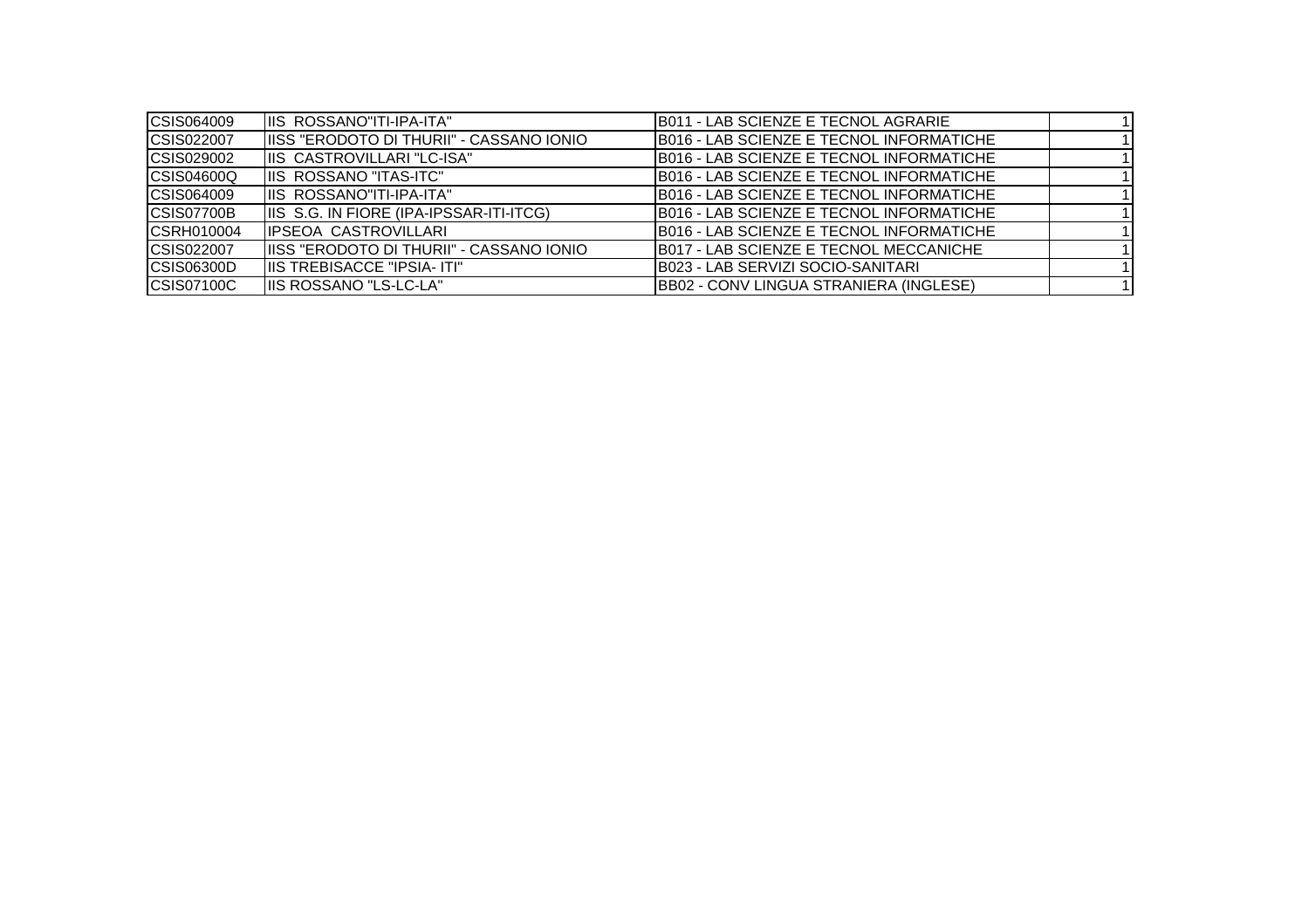| | | | |
|---|---|---|---|
| CSIS064009 | IIS  ROSSANO"ITI-IPA-ITA" | B011 - LAB SCIENZE E TECNOL AGRARIE | 1 |
| CSIS022007 | IISS "ERODOTO DI THURII" - CASSANO IONIO | B016 - LAB SCIENZE E TECNOL INFORMATICHE | 1 |
| CSIS029002 | IIS  CASTROVILLARI "LC-ISA" | B016 - LAB SCIENZE E TECNOL INFORMATICHE | 1 |
| CSIS04600Q | IIS  ROSSANO "ITAS-ITC" | B016 - LAB SCIENZE E TECNOL INFORMATICHE | 1 |
| CSIS064009 | IIS  ROSSANO"ITI-IPA-ITA" | B016 - LAB SCIENZE E TECNOL INFORMATICHE | 1 |
| CSIS07700B | IIS  S.G. IN FIORE (IPA-IPSSAR-ITI-ITCG) | B016 - LAB SCIENZE E TECNOL INFORMATICHE | 1 |
| CSRH010004 | IPSEOA  CASTROVILLARI | B016 - LAB SCIENZE E TECNOL INFORMATICHE | 1 |
| CSIS022007 | IISS "ERODOTO DI THURII" - CASSANO IONIO | B017 - LAB SCIENZE E TECNOL MECCANICHE | 1 |
| CSIS06300D | IIS TREBISACCE "IPSIA- ITI" | B023 - LAB SERVIZI SOCIO-SANITARI | 1 |
| CSIS07100C | IIS ROSSANO "LS-LC-LA" | BB02 - CONV LINGUA STRANIERA (INGLESE) | 1 |